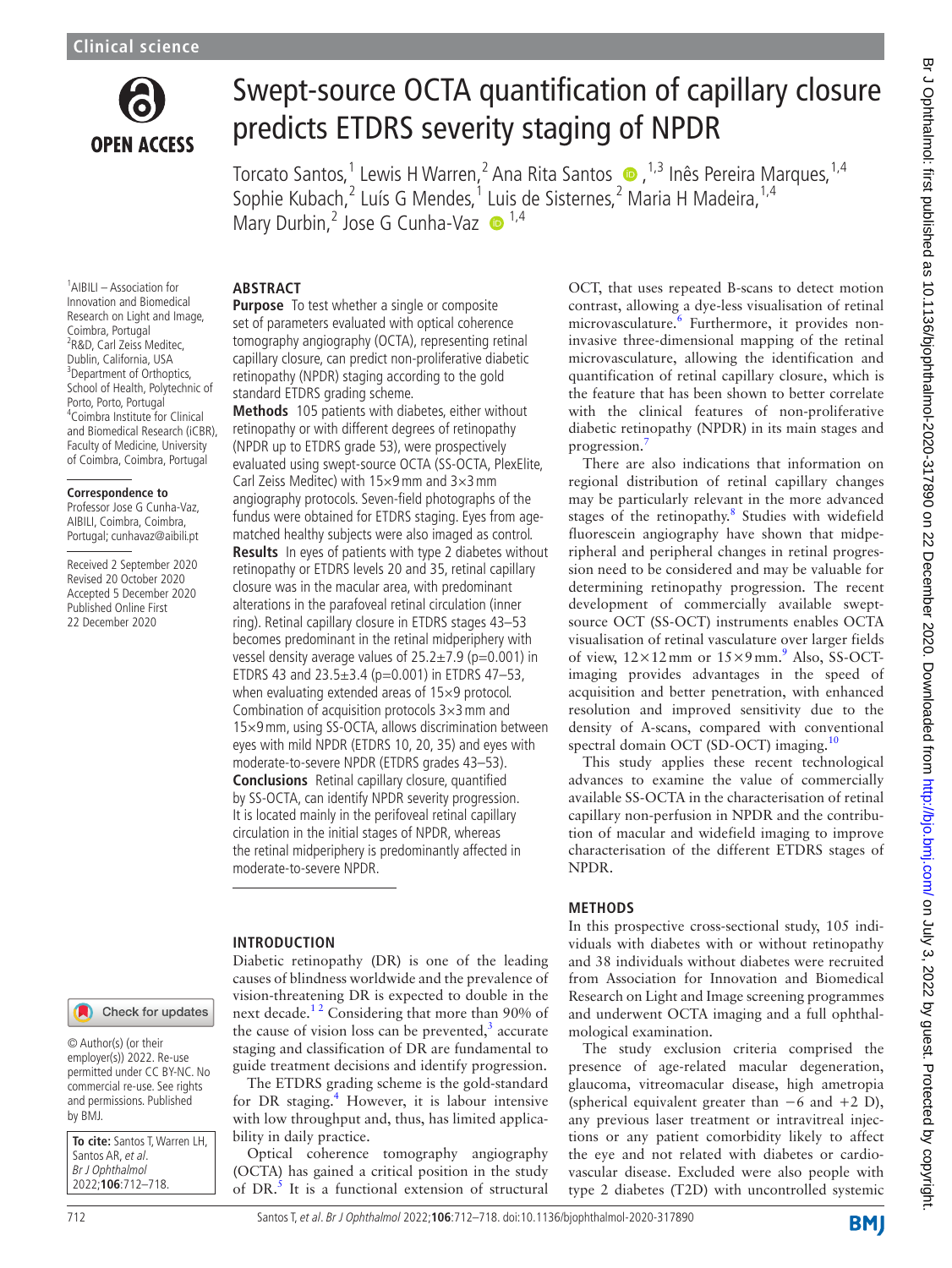# Swept-source OCTA quantification of capillary closure predicts ETDRS severity staging of NPDR

Torcato Santos,[1] Lewis H Warren,[2] Ana Rita Santos,[1,3] Inês Pereira Marques,[1,4] Sophie Kubach,[2] Luís G Mendes,[1] Luis de Sisternes,[2] Maria H Madeira,[1,4] Mary Durbin,[2] Jose G Cunha-Vaz[1,4]

[1]AIBILI – Association for Innovation and Biomedical Research on Light and Image, Coimbra, Portugal
[2]R&D, Carl Zeiss Meditec, Dublin, California, USA
[3]Department of Orthoptics, School of Health, Polytechnic of Porto, Porto, Portugal
[4]Coimbra Institute for Clinical and Biomedical Research (iCBR), Faculty of Medicine, University of Coimbra, Coimbra, Portugal

**Correspondence to**
Professor Jose G Cunha-Vaz, AIBILI, Coimbra, Coimbra, Portugal; cunhavaz@aibili.pt

Received 2 September 2020
Revised 20 October 2020
Accepted 5 December 2020
Published Online First 22 December 2020

© Author(s) (or their employer(s)) 2022. Re-use permitted under CC BY-NC. No commercial re-use. See rights and permissions. Published by BMJ.

**To cite:** Santos T, Warren LH, Santos AR, *et al*. *Br J Ophthalmol* 2022;**106**:712–718.

## ABSTRACT

**Purpose** To test whether a single or composite set of parameters evaluated with optical coherence tomography angiography (OCTA), representing retinal capillary closure, can predict non-proliferative diabetic retinopathy (NPDR) staging according to the gold standard ETDRS grading scheme.

**Methods** 105 patients with diabetes, either without retinopathy or with different degrees of retinopathy (NPDR up to ETDRS grade 53), were prospectively evaluated using swept-source OCTA (SS-OCTA, PlexElite, Carl Zeiss Meditec) with 15×9 mm and 3×3 mm angiography protocols. Seven-field photographs of the fundus were obtained for ETDRS staging. Eyes from age-matched healthy subjects were also imaged as control.

**Results** In eyes of patients with type 2 diabetes without retinopathy or ETDRS levels 20 and 35, retinal capillary closure was in the macular area, with predominant alterations in the parafoveal retinal circulation (inner ring). Retinal capillary closure in ETDRS stages 43–53 becomes predominant in the retinal midperiphery with vessel density average values of 25.2±7.9 (p=0.001) in ETDRS 43 and 23.5±3.4 (p=0.001) in ETDRS 47–53, when evaluating extended areas of 15×9 protocol. Combination of acquisition protocols 3×3 mm and 15×9 mm, using SS-OCTA, allows discrimination between eyes with mild NPDR (ETDRS 10, 20, 35) and eyes with moderate-to-severe NPDR (ETDRS grades 43–53).

**Conclusions** Retinal capillary closure, quantified by SS-OCTA, can identify NPDR severity progression. It is located mainly in the perifoveal retinal capillary circulation in the initial stages of NPDR, whereas the retinal midperiphery is predominantly affected in moderate-to-severe NPDR.

## INTRODUCTION

Diabetic retinopathy (DR) is one of the leading causes of blindness worldwide and the prevalence of vision-threatening DR is expected to double in the next decade.[1 2] Considering that more than 90% of the cause of vision loss can be prevented,[3] accurate staging and classification of DR are fundamental to guide treatment decisions and identify progression.

The ETDRS grading scheme is the gold-standard for DR staging.[4] However, it is labour intensive with low throughput and, thus, has limited applicability in daily practice.

Optical coherence tomography angiography (OCTA) has gained a critical position in the study of DR.[5] It is a functional extension of structural OCT, that uses repeated B-scans to detect motion contrast, allowing a dye-less visualisation of retinal microvasculature.[6] Furthermore, it provides non-invasive three-dimensional mapping of the retinal microvasculature, allowing the identification and quantification of retinal capillary closure, which is the feature that has been shown to better correlate with the clinical features of non-proliferative diabetic retinopathy (NPDR) in its main stages and progression.[7]

There are also indications that information on regional distribution of retinal capillary changes may be particularly relevant in the more advanced stages of the retinopathy.[8] Studies with widefield fluorescein angiography have shown that midperipheral and peripheral changes in retinal progression need to be considered and may be valuable for determining retinopathy progression. The recent development of commercially available swept-source OCT (SS-OCT) instruments enables OCTA visualisation of retinal vasculature over larger fields of view, 12×12 mm or 15×9 mm.[9] Also, SS-OCT-imaging provides advantages in the speed of acquisition and better penetration, with enhanced resolution and improved sensitivity due to the density of A-scans, compared with conventional spectral domain OCT (SD-OCT) imaging.[10]

This study applies these recent technological advances to examine the value of commercially available SS-OCTA in the characterisation of retinal capillary non-perfusion in NPDR and the contribution of macular and widefield imaging to improve characterisation of the different ETDRS stages of NPDR.

## METHODS

In this prospective cross-sectional study, 105 individuals with diabetes with or without retinopathy and 38 individuals without diabetes were recruited from Association for Innovation and Biomedical Research on Light and Image screening programmes and underwent OCTA imaging and a full ophthalmological examination.

The study exclusion criteria comprised the presence of age-related macular degeneration, glaucoma, vitreomacular disease, high ametropia (spherical equivalent greater than −6 and +2 D), any previous laser treatment or intravitreal injections or any patient comorbidity likely to affect the eye and not related with diabetes or cardiovascular disease. Excluded were also people with type 2 diabetes (T2D) with uncontrolled systemic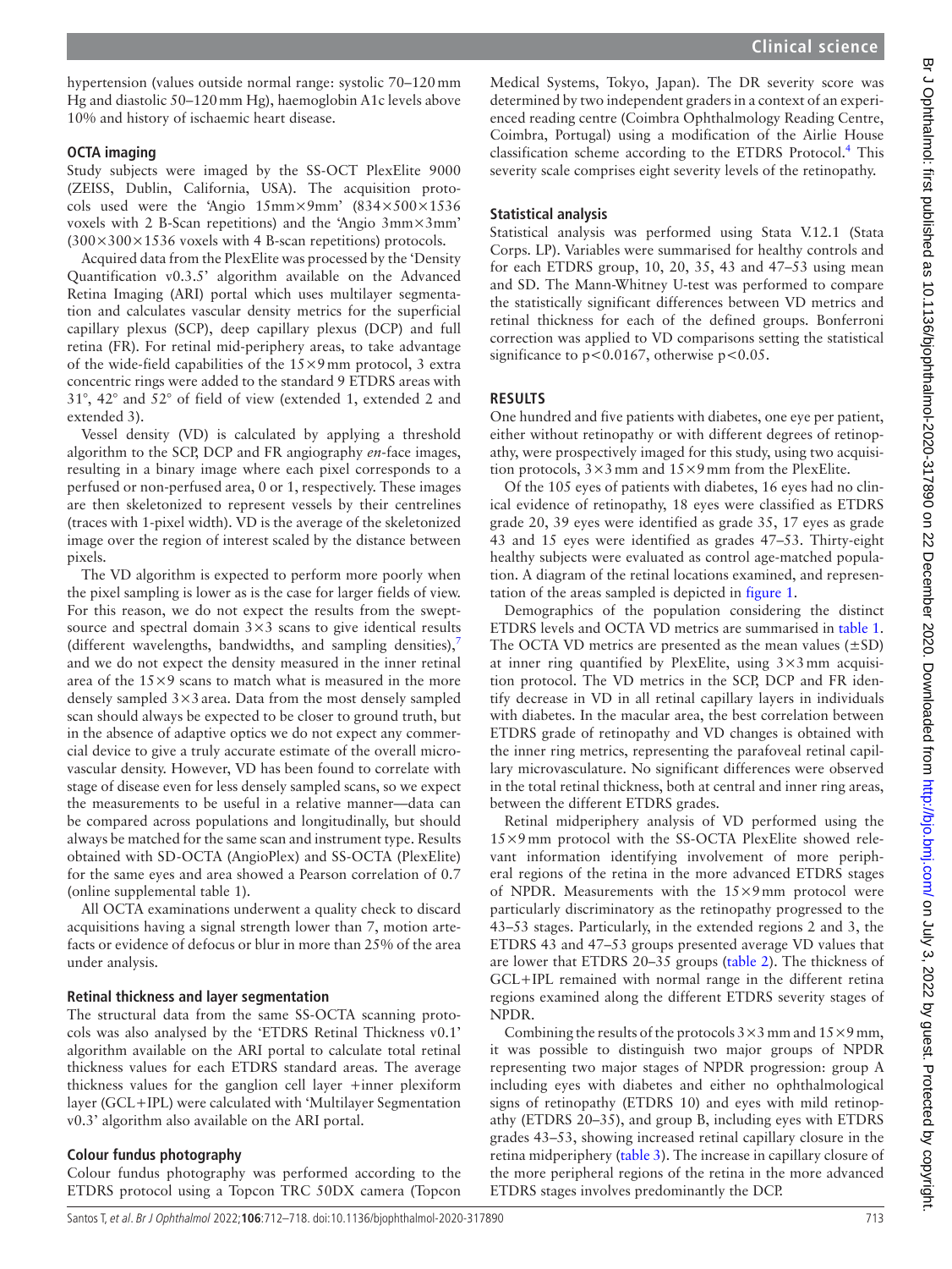hypertension (values outside normal range: systolic 70–120mm Hg and diastolic 50–120mm Hg), haemoglobin A1c levels above 10% and history of ischaemic heart disease.

### OCTA imaging

Study subjects were imaged by the SS-OCT PlexElite 9000 (ZEISS, Dublin, California, USA). The acquisition protocols used were the 'Angio 15mm×9mm' (834×500×1536 voxels with 2 B-Scan repetitions) and the 'Angio 3mm×3mm' (300×300×1536 voxels with 4 B-scan repetitions) protocols.

Acquired data from the PlexElite was processed by the 'Density Quantification v0.3.5' algorithm available on the Advanced Retina Imaging (ARI) portal which uses multilayer segmentation and calculates vascular density metrics for the superficial capillary plexus (SCP), deep capillary plexus (DCP) and full retina (FR). For retinal mid-periphery areas, to take advantage of the wide-field capabilities of the 15×9mm protocol, 3 extra concentric rings were added to the standard 9 ETDRS areas with 31°, 42° and 52° of field of view (extended 1, extended 2 and extended 3).

Vessel density (VD) is calculated by applying a threshold algorithm to the SCP, DCP and FR angiography *en*-face images, resulting in a binary image where each pixel corresponds to a perfused or non-perfused area, 0 or 1, respectively. These images are then skeletonized to represent vessels by their centrelines (traces with 1-pixel width). VD is the average of the skeletonized image over the region of interest scaled by the distance between pixels.

The VD algorithm is expected to perform more poorly when the pixel sampling is lower as is the case for larger fields of view. For this reason, we do not expect the results from the swept-source and spectral domain 3×3 scans to give identical results (different wavelengths, bandwidths, and sampling densities),[7] and we do not expect the density measured in the inner retinal area of the 15×9 scans to match what is measured in the more densely sampled 3×3 area. Data from the most densely sampled scan should always be expected to be closer to ground truth, but in the absence of adaptive optics we do not expect any commercial device to give a truly accurate estimate of the overall microvascular density. However, VD has been found to correlate with stage of disease even for less densely sampled scans, so we expect the measurements to be useful in a relative manner—data can be compared across populations and longitudinally, but should always be matched for the same scan and instrument type. Results obtained with SD-OCTA (AngioPlex) and SS-OCTA (PlexElite) for the same eyes and area showed a Pearson correlation of 0.7 (online supplemental table 1).

All OCTA examinations underwent a quality check to discard acquisitions having a signal strength lower than 7, motion artefacts or evidence of defocus or blur in more than 25% of the area under analysis.

### Retinal thickness and layer segmentation

The structural data from the same SS-OCTA scanning protocols was also analysed by the 'ETDRS Retinal Thickness v0.1' algorithm available on the ARI portal to calculate total retinal thickness values for each ETDRS standard areas. The average thickness values for the ganglion cell layer +inner plexiform layer (GCL+IPL) were calculated with 'Multilayer Segmentation v0.3' algorithm also available on the ARI portal.

### Colour fundus photography

Colour fundus photography was performed according to the ETDRS protocol using a Topcon TRC 50DX camera (Topcon Medical Systems, Tokyo, Japan). The DR severity score was determined by two independent graders in a context of an experienced reading centre (Coimbra Ophthalmology Reading Centre, Coimbra, Portugal) using a modification of the Airlie House classification scheme according to the ETDRS Protocol.[4] This severity scale comprises eight severity levels of the retinopathy.

### Statistical analysis

Statistical analysis was performed using Stata V.12.1 (Stata Corps. LP). Variables were summarised for healthy controls and for each ETDRS group, 10, 20, 35, 43 and 47–53 using mean and SD. The Mann-Whitney U-test was performed to compare the statistically significant differences between VD metrics and retinal thickness for each of the defined groups. Bonferroni correction was applied to VD comparisons setting the statistical significance to $p<0.0167$, otherwise $p<0.05$.

## RESULTS

One hundred and five patients with diabetes, one eye per patient, either without retinopathy or with different degrees of retinopathy, were prospectively imaged for this study, using two acquisition protocols, 3×3mm and 15×9mm from the PlexElite.

Of the 105 eyes of patients with diabetes, 16 eyes had no clinical evidence of retinopathy, 18 eyes were classified as ETDRS grade 20, 39 eyes were identified as grade 35, 17 eyes as grade 43 and 15 eyes were identified as grades 47–53. Thirty-eight healthy subjects were evaluated as control age-matched population. A diagram of the retinal locations examined, and representation of the areas sampled is depicted in figure 1.

Demographics of the population considering the distinct ETDRS levels and OCTA VD metrics are summarised in table 1. The OCTA VD metrics are presented as the mean values (±SD) at inner ring quantified by PlexElite, using 3×3mm acquisition protocol. The VD metrics in the SCP, DCP and FR identify decrease in VD in all retinal capillary layers in individuals with diabetes. In the macular area, the best correlation between ETDRS grade of retinopathy and VD changes is obtained with the inner ring metrics, representing the parafoveal retinal capillary microvasculature. No significant differences were observed in the total retinal thickness, both at central and inner ring areas, between the different ETDRS grades.

Retinal midperiphery analysis of VD performed using the 15×9mm protocol with the SS-OCTA PlexElite showed relevant information identifying involvement of more peripheral regions of the retina in the more advanced ETDRS stages of NPDR. Measurements with the 15×9mm protocol were particularly discriminatory as the retinopathy progressed to the 43–53 stages. Particularly, in the extended regions 2 and 3, the ETDRS 43 and 47–53 groups presented average VD values that are lower that ETDRS 20–35 groups (table 2). The thickness of GCL+IPL remained with normal range in the different retina regions examined along the different ETDRS severity stages of NPDR.

Combining the results of the protocols 3×3mm and 15×9mm, it was possible to distinguish two major groups of NPDR representing two major stages of NPDR progression: group A including eyes with diabetes and either no ophthalmological signs of retinopathy (ETDRS 10) and eyes with mild retinopathy (ETDRS 20–35), and group B, including eyes with ETDRS grades 43–53, showing increased retinal capillary closure in the retina midperiphery (table 3). The increase in capillary closure of the more peripheral regions of the retina in the more advanced ETDRS stages involves predominantly the DCP.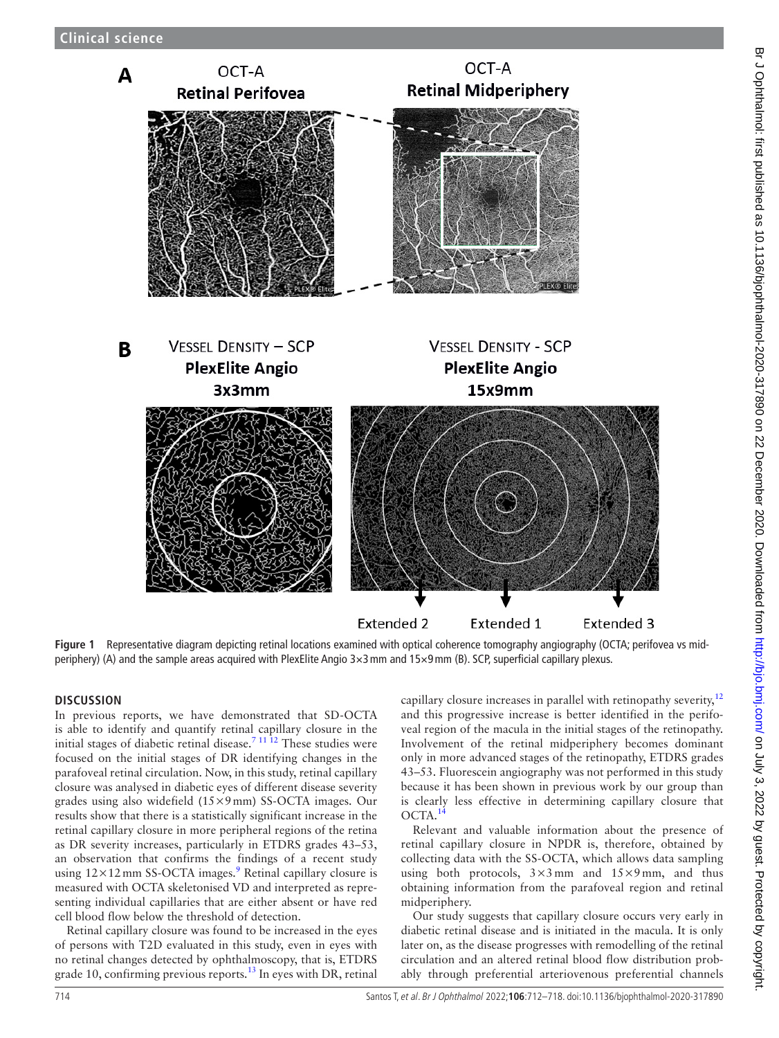**Figure 1** Representative diagram depicting retinal locations examined with optical coherence tomography angiography (OCTA; perifovea vs mid-periphery) (A) and the sample areas acquired with PlexElite Angio 3×3mm and 15×9mm (B). SCP, superficial capillary plexus.

## DISCUSSION

In previous reports, we have demonstrated that SD-OCTA is able to identify and quantify retinal capillary closure in the initial stages of diabetic retinal disease.[7 11 12] These studies were focused on the initial stages of DR identifying changes in the parafoveal retinal circulation. Now, in this study, retinal capillary closure was analysed in diabetic eyes of different disease severity grades using also widefield (15×9mm) SS-OCTA images. Our results show that there is a statistically significant increase in the retinal capillary closure in more peripheral regions of the retina as DR severity increases, particularly in ETDRS grades 43–53, an observation that confirms the findings of a recent study using 12×12mm SS-OCTA images.[9] Retinal capillary closure is measured with OCTA skeletonised VD and interpreted as representing individual capillaries that are either absent or have red cell blood flow below the threshold of detection.

Retinal capillary closure was found to be increased in the eyes of persons with T2D evaluated in this study, even in eyes with no retinal changes detected by ophthalmoscopy, that is, ETDRS grade 10, confirming previous reports.[13] In eyes with DR, retinal capillary closure increases in parallel with retinopathy severity,[12] and this progressive increase is better identified in the perifoveal region of the macula in the initial stages of the retinopathy. Involvement of the retinal midperiphery becomes dominant only in more advanced stages of the retinopathy, ETDRS grades 43–53. Fluorescein angiography was not performed in this study because it has been shown in previous work by our group than is clearly less effective in determining capillary closure that OCTA.[14]

Relevant and valuable information about the presence of retinal capillary closure in NPDR is, therefore, obtained by collecting data with the SS-OCTA, which allows data sampling using both protocols, 3×3mm and 15×9mm, and thus obtaining information from the parafoveal region and retinal midperiphery.

Our study suggests that capillary closure occurs very early in diabetic retinal disease and is initiated in the macula. It is only later on, as the disease progresses with remodelling of the retinal circulation and an altered retinal blood flow distribution probably through preferential arteriovenous preferential channels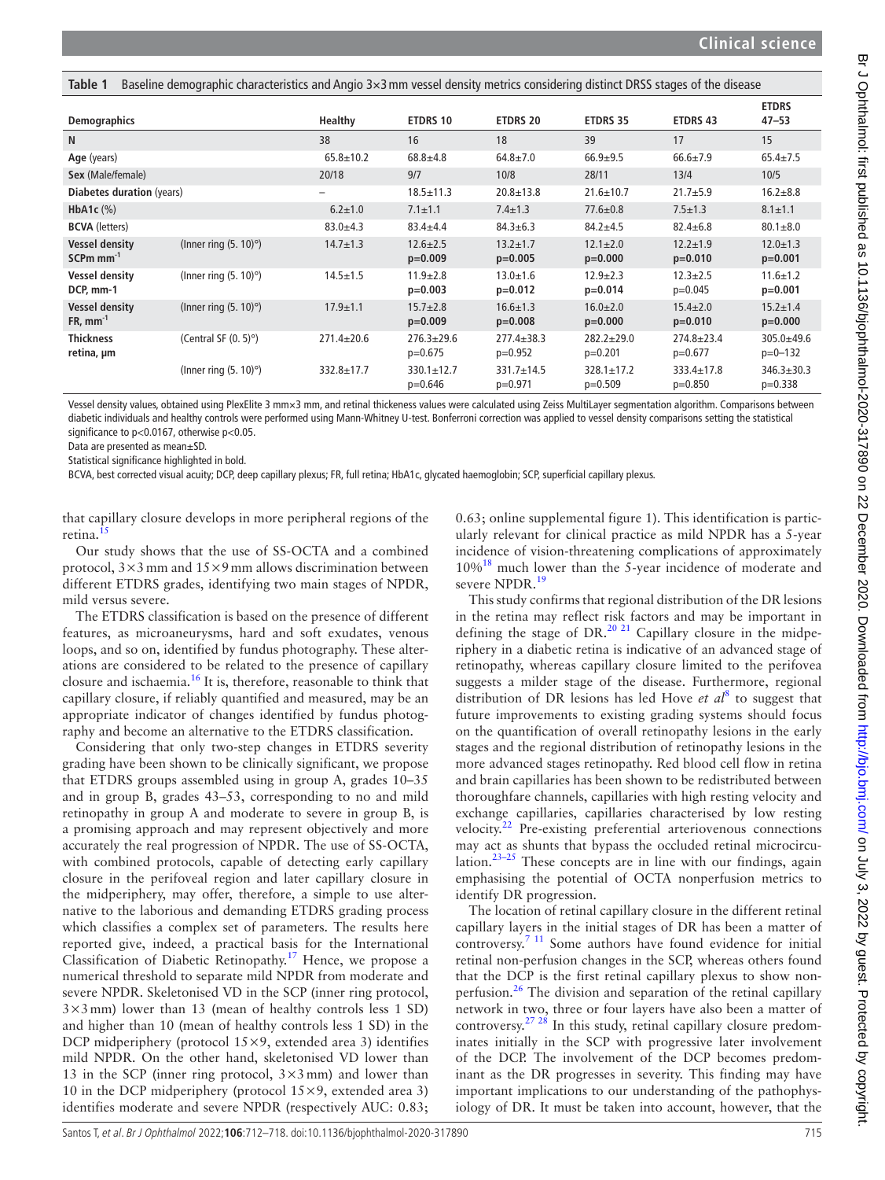**Table 1** Baseline demographic characteristics and Angio 3×3 mm vessel density metrics considering distinct DRSS stages of the disease

| Demographics | | Healthy | ETDRS 10 | ETDRS 20 | ETDRS 35 | ETDRS 43 | ETDRS 47–53 |
|---|---|---|---|---|---|---|---|
| **N** | | 38 | 16 | 18 | 39 | 17 | 15 |
| **Age** (years) | | 65.8±10.2 | 68.8±4.8 | 64.8±7.0 | 66.9±9.5 | 66.6±7.9 | 65.4±7.5 |
| **Sex** (Male/female) | | 20/18 | 9/7 | 10/8 | 28/11 | 13/4 | 10/5 |
| **Diabetes duration** (years) | | – | 18.5±11.3 | 20.8±13.8 | 21.6±10.7 | 21.7±5.9 | 16.2±8.8 |
| **HbA1c** (%) | | 6.2±1.0 | 7.1±1.1 | 7.4±1.3 | 77.6±0.8 | 7.5±1.3 | 8.1±1.1 |
| **BCVA** (letters) | | 83.0±4.3 | 83.4±4.4 | 84.3±6.3 | 84.2±4.5 | 82.4±6.8 | 80.1±8.0 |
| **Vessel density SCPm mm$^{-1}$** | (Inner ring (5. 10)°) | 14.7±1.3 | 12.6±2.5 **p=0.009** | 13.2±1.7 **p=0.005** | 12.1±2.0 **p=0.000** | 12.2±1.9 **p=0.010** | 12.0±1.3 **p=0.001** |
| **Vessel density DCP, mm-1** | (Inner ring (5. 10)°) | 14.5±1.5 | 11.9±2.8 **p=0.003** | 13.0±1.6 **p=0.012** | 12.9±2.3 **p=0.014** | 12.3±2.5 p=0.045 | 11.6±1.2 **p=0.001** |
| **Vessel density FR, mm$^{-1}$** | (Inner ring (5. 10)°) | 17.9±1.1 | 15.7±2.8 **p=0.009** | 16.6±1.3 **p=0.008** | 16.0±2.0 **p=0.000** | 15.4±2.0 **p=0.010** | 15.2±1.4 **p=0.000** |
| **Thickness retina, µm** | (Central SF (0. 5)°) | 271.4±20.6 | 276.3±29.6 p=0.675 | 277.4±38.3 p=0.952 | 282.2±29.0 p=0.201 | 274.8±23.4 p=0.677 | 305.0±49.6 p=0–132 |
| | (Inner ring (5. 10)°) | 332.8±17.7 | 330.1±12.7 p=0.646 | 331.7±14.5 p=0.971 | 328.1±17.2 p=0.509 | 333.4±17.8 p=0.850 | 346.3±30.3 p=0.338 |

Vessel density values, obtained using PlexElite 3 mm×3 mm, and retinal thickeness values were calculated using Zeiss MultiLayer segmentation algorithm. Comparisons between diabetic individuals and healthy controls were performed using Mann-Whitney U-test. Bonferroni correction was applied to vessel density comparisons setting the statistical significance to p<0.0167, otherwise p<0.05.

Data are presented as mean±SD.

Statistical significance highlighted in bold.

BCVA, best corrected visual acuity; DCP, deep capillary plexus; FR, full retina; HbA1c, glycated haemoglobin; SCP, superficial capillary plexus.

that capillary closure develops in more peripheral regions of the retina.[15]

Our study shows that the use of SS-OCTA and a combined protocol, 3×3 mm and 15×9 mm allows discrimination between different ETDRS grades, identifying two main stages of NPDR, mild versus severe.

The ETDRS classification is based on the presence of different features, as microaneurysms, hard and soft exudates, venous loops, and so on, identified by fundus photography. These alterations are considered to be related to the presence of capillary closure and ischaemia.[16] It is, therefore, reasonable to think that capillary closure, if reliably quantified and measured, may be an appropriate indicator of changes identified by fundus photography and become an alternative to the ETDRS classification.

Considering that only two-step changes in ETDRS severity grading have been shown to be clinically significant, we propose that ETDRS groups assembled using in group A, grades 10–35 and in group B, grades 43–53, corresponding to no and mild retinopathy in group A and moderate to severe in group B, is a promising approach and may represent objectively and more accurately the real progression of NPDR. The use of SS-OCTA, with combined protocols, capable of detecting early capillary closure in the perifoveal region and later capillary closure in the midperiphery, may offer, therefore, a simple to use alternative to the laborious and demanding ETDRS grading process which classifies a complex set of parameters. The results here reported give, indeed, a practical basis for the International Classification of Diabetic Retinopathy.[17] Hence, we propose a numerical threshold to separate mild NPDR from moderate and severe NPDR. Skeletonised VD in the SCP (inner ring protocol, 3×3 mm) lower than 13 (mean of healthy controls less 1 SD) and higher than 10 (mean of healthy controls less 1 SD) in the DCP midperiphery (protocol 15×9, extended area 3) identifies mild NPDR. On the other hand, skeletonised VD lower than 13 in the SCP (inner ring protocol, 3×3 mm) and lower than 10 in the DCP midperiphery (protocol 15×9, extended area 3) identifies moderate and severe NPDR (respectively AUC: 0.83; 0.63; online supplemental figure 1). This identification is particularly relevant for clinical practice as mild NPDR has a 5-year incidence of vision-threatening complications of approximately 10%[18] much lower than the 5-year incidence of moderate and severe NPDR.[19]

This study confirms that regional distribution of the DR lesions in the retina may reflect risk factors and may be important in defining the stage of DR.[20 21] Capillary closure in the midperiphery in a diabetic retina is indicative of an advanced stage of retinopathy, whereas capillary closure limited to the perifovea suggests a milder stage of the disease. Furthermore, regional distribution of DR lesions has led Hove *et al*[8] to suggest that future improvements to existing grading systems should focus on the quantification of overall retinopathy lesions in the early stages and the regional distribution of retinopathy lesions in the more advanced stages retinopathy. Red blood cell flow in retina and brain capillaries has been shown to be redistributed between thoroughfare channels, capillaries with high resting velocity and exchange capillaries, capillaries characterised by low resting velocity.[22] Pre-existing preferential arteriovenous connections may act as shunts that bypass the occluded retinal microcirculation.[23–25] These concepts are in line with our findings, again emphasising the potential of OCTA nonperfusion metrics to identify DR progression.

The location of retinal capillary closure in the different retinal capillary layers in the initial stages of DR has been a matter of controversy.[7 11] Some authors have found evidence for initial retinal non-perfusion changes in the SCP, whereas others found that the DCP is the first retinal capillary plexus to show nonperfusion.[26] The division and separation of the retinal capillary network in two, three or four layers have also been a matter of controversy.[27 28] In this study, retinal capillary closure predominates initially in the SCP with progressive later involvement of the DCP. The involvement of the DCP becomes predominant as the DR progresses in severity. This finding may have important implications to our understanding of the pathophysiology of DR. It must be taken into account, however, that the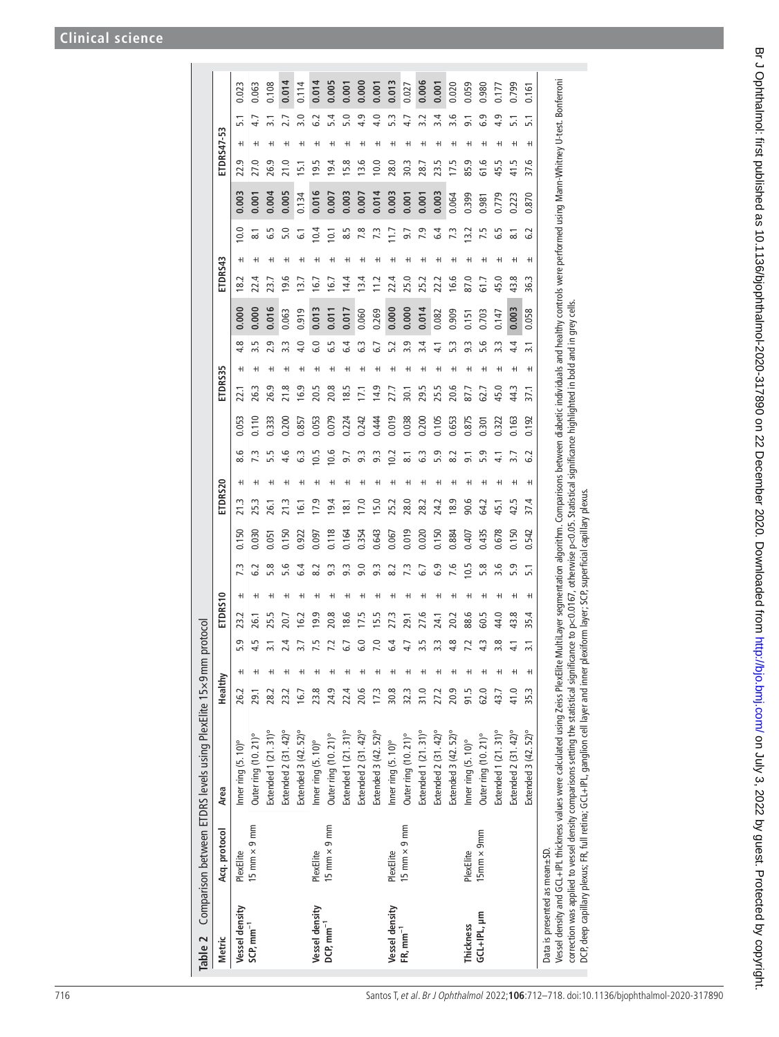**Table 2** Comparison between ETDRS levels using PlexElite 15×9mm protocol

| Metric | Acq. protocol | Area | Healthy | ETDRS10 | | ETDRS20 | | ETDRS35 | | ETDRS43 | | ETDRS47-53 | |
|---|---|---|---|---|---|---|---|---|---|---|---|---|---|
| **Vessel density SCP, mm$^{-1}$** | PlexElite 15 mm × 9 mm | Inner ring (5.10)° | 26.2 ± 5.9 | 23.2 ± 7.3 | 0.150 | 21.3 ± 8.6 | 0.053 | 22.1 ± 4.8 | **0.000** | 18.2 ± 10.0 | **0.003** | 22.9 ± 5.1 | 0.023 |
| | | Outer ring (10.21)° | 29.1 ± 4.5 | 26.1 ± 6.2 | 0.030 | 25.3 ± 7.3 | 0.110 | 26.3 ± 3.5 | **0.000** | 22.4 ± 8.1 | **0.001** | 27.0 ± 4.7 | 0.063 |
| | | Extended 1 (21.31)° | 28.2 ± 3.1 | 25.5 ± 5.8 | 0.051 | 26.1 ± 5.5 | 0.333 | 26.9 ± 2.9 | **0.016** | 23.7 ± 6.5 | **0.004** | 26.9 ± 3.1 | 0.108 |
| | | Extended 2 (31.42)° | 23.2 ± 2.4 | 20.7 ± 5.6 | 0.150 | 21.3 ± 4.6 | 0.200 | 21.8 ± 3.3 | 0.063 | 19.6 ± 5.0 | **0.005** | 21.0 ± 2.7 | **0.014** |
| | | Extended 3 (42.52)° | 16.7 ± 3.7 | 16.2 ± 6.4 | 0.922 | 16.1 ± 6.3 | 0.857 | 16.9 ± 4.0 | 0.919 | 13.7 ± 6.1 | 0.134 | 15.1 ± 3.0 | 0.114 |
| **Vessel density DCP, mm$^{-1}$** | PlexElite 15 mm × 9 mm | Inner ring (5.10)° | 23.8 ± 7.5 | 19.9 ± 8.2 | 0.097 | 17.9 ± 10.5 | 0.053 | 20.5 ± 6.0 | **0.013** | 16.7 ± 10.4 | **0.016** | 19.5 ± 6.2 | **0.014** |
| | | Outer ring (10.21)° | 24.9 ± 7.2 | 20.8 ± 9.3 | 0.118 | 19.4 ± 10.6 | 0.079 | 20.8 ± 6.5 | **0.011** | 16.7 ± 10.1 | **0.007** | 19.4 ± 5.4 | **0.005** |
| | | Extended 1 (21.31)° | 22.4 ± 6.7 | 18.6 ± 9.3 | 0.164 | 18.1 ± 9.7 | 0.224 | 18.5 ± 6.4 | **0.017** | 14.4 ± 8.5 | **0.003** | 15.8 ± 5.0 | **0.001** |
| | | Extended 2 (31.42)° | 20.6 ± 6.0 | 17.5 ± 9.0 | 0.354 | 17.0 ± 9.3 | 0.242 | 17.1 ± 6.3 | 0.060 | 13.4 ± 7.8 | **0.007** | 13.6 ± 4.9 | **0.000** |
| | | Extended 3 (42.52)° | 17.3 ± 7.0 | 15.5 ± 9.3 | 0.643 | 15.0 ± 9.3 | 0.444 | 14.9 ± 6.7 | 0.269 | 11.2 ± 7.3 | **0.014** | 10.0 ± 4.0 | **0.001** |
| **Vessel density FR, mm$^{-1}$** | PlexElite 15 mm × 9 mm | Inner ring (5.10)° | 30.8 ± 6.4 | 27.3 ± 8.2 | 0.067 | 25.2 ± 10.2 | 0.019 | 27.7 ± 5.2 | **0.000** | 22.4 ± 11.7 | **0.003** | 28.0 ± 5.3 | **0.013** |
| | | Outer ring (10.21)° | 32.3 ± 4.7 | 29.1 ± 7.3 | 0.019 | 28.0 ± 8.1 | 0.038 | 30.1 ± 3.9 | **0.000** | 25.0 ± 9.7 | **0.001** | 30.3 ± 4.7 | 0.027 |
| | | Extended 1 (21.31)° | 31.0 ± 3.5 | 27.6 ± 6.7 | 0.020 | 28.2 ± 6.3 | 0.200 | 29.5 ± 3.4 | **0.014** | 25.2 ± 7.9 | **0.001** | 28.7 ± 3.2 | **0.006** |
| | | Extended 2 (31.42)° | 27.2 ± 3.3 | 24.1 ± 6.9 | 0.150 | 24.2 ± 5.9 | 0.105 | 25.5 ± 4.1 | 0.082 | 22.2 ± 6.4 | **0.003** | 23.5 ± 3.4 | **0.001** |
| | | Extended 3 (42.52)° | 20.9 ± 4.8 | 20.2 ± 7.6 | 0.884 | 18.9 ± 8.2 | 0.653 | 20.6 ± 5.3 | 0.909 | 16.6 ± 7.3 | 0.064 | 17.5 ± 3.6 | 0.020 |
| **Thickness GCL+IPL, µm** | PlexElite 15mm × 9mm | Inner ring (5.10)° | 91.5 ± 7.2 | 88.6 ± 10.5 | 0.407 | 90.6 ± 9.1 | 0.875 | 87.7 ± 9.3 | 0.151 | 87.0 ± 13.2 | 0.399 | 85.9 ± 9.1 | 0.059 |
| | | Outer ring (10.21)° | 62.0 ± 4.3 | 60.5 ± 5.8 | 0.435 | 64.2 ± 5.9 | 0.301 | 62.7 ± 5.6 | 0.703 | 61.7 ± 7.5 | 0.981 | 61.6 ± 6.9 | 0.980 |
| | | Extended 1 (21.31)° | 43.7 ± 3.8 | 44.0 ± 3.6 | 0.678 | 45.1 ± 4.1 | 0.322 | 45.0 ± 3.3 | 0.147 | 45.0 ± 6.5 | 0.779 | 45.5 ± 4.9 | 0.177 |
| | | Extended 2 (31.42)° | 41.0 ± 4.1 | 43.8 ± 5.9 | 0.150 | 42.5 ± 3.7 | 0.163 | 44.3 ± 4.4 | **0.003** | 43.8 ± 8.1 | 0.223 | 41.5 ± 5.1 | 0.799 |
| | | Extended 3 (42.52)° | 35.3 ± 3.1 | 35.4 ± 5.1 | 0.542 | 37.4 ± 6.2 | 0.192 | 37.1 ± 3.1 | 0.058 | 36.3 ± 6.2 | 0.870 | 37.6 ± 5.1 | 0.161 |

Data is presented as mean±SD.

Vessel density and GCL+IPL thickness values were calculated using Zeiss PlexElite MultiLayer segmentation algorithm. Comparisons between diabetic individuals and healthy controls were performed using Mann-Whitney U-test. Bonferroni correction was applied to vessel density comparisons setting the statistical significance to p<0.0167, otherwise p<0.05. Statistical significance highlighted in bold and in grey cells.

DCP, deep capillary plexus; FR, full retina; GCL+IPL, ganglion cell layer and inner plexiform layer; SCP, superficial capillary plexus.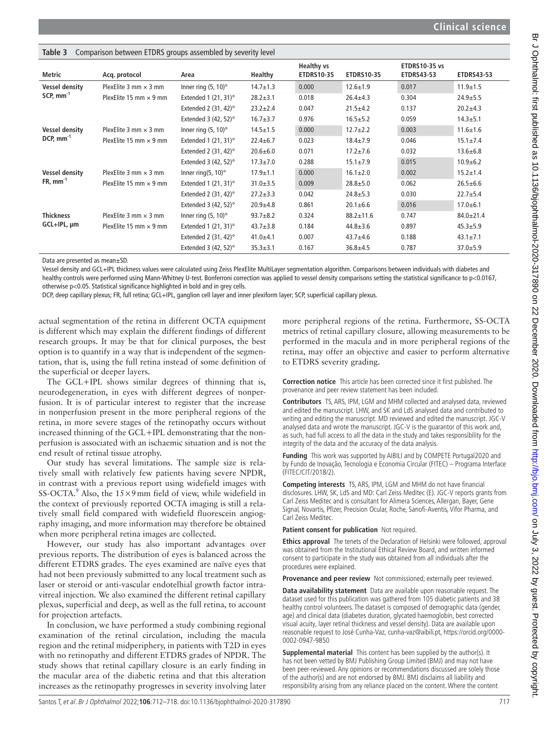**Table 3** Comparison between ETDRS groups assembled by severity level

| Metric | Acq. protocol | Area | Healthy | Healthy vs ETDRS10-35 | ETDRS10-35 | ETDRS10-35 vs ETDRS43-53 | ETDRS43-53 |
|---|---|---|---|---|---|---|---|
| **Vessel density SCP, mm$^{-1}$** | PlexElite 3 mm × 3 mm | Inner ring (5, 10)° | 14.7±1.3 | **0.000** | 12.6±1.9 | 0.017 | 11.9±1.5 |
| | PlexElite 15 mm × 9 mm | Extended 1 (21, 31)° | 28.2±3.1 | 0.018 | 26.4±4.3 | 0.304 | 24.9±5.5 |
| | | Extended 2 (31, 42)° | 23.2±2.4 | 0.047 | 21.5±4.2 | 0.137 | 20.2±4.3 |
| | | Extended 3 (42, 52)° | 16.7±3.7 | 0.976 | 16.5±5.2 | 0.059 | 14.3±5.1 |
| **Vessel density DCP, mm$^{-1}$** | PlexElite 3 mm × 3 mm | Inner ring (5, 10)° | 14.5±1.5 | **0.000** | 12.7±2.2 | **0.003** | 11.6±1.6 |
| | PlexElite 15 mm × 9 mm | Extended 1 (21, 31)° | 22.4±6.7 | 0.023 | 18.4±7.9 | 0.046 | 15.1±7.4 |
| | | Extended 2 (31, 42)° | 20.6±6.0 | 0.071 | 17.2±7.6 | 0.032 | 13.6±6.8 |
| | | Extended 3 (42, 52)° | 17.3±7.0 | 0.288 | 15.1±7.9 | **0.015** | 10.9±6.2 |
| **Vessel density FR, mm$^{-1}$** | PlexElite 3 mm × 3 mm | Inner ring(5, 10)° | 17.9±1.1 | **0.000** | 16.1±2.0 | **0.002** | 15.2±1.4 |
| | PlexElite 15 mm × 9 mm | Extended 1 (21, 31)° | 31.0±3.5 | **0.009** | 28.8±5.0 | 0.062 | 26.5±6.6 |
| | | Extended 2 (31, 42)° | 27.2±3.3 | 0.042 | 24.8±5.3 | 0.030 | 22.7±5.4 |
| | | Extended 3 (42, 52)° | 20.9±4.8 | 0.861 | 20.1±6.6 | **0.016** | 17.0±6.1 |
| **Thickness GCL+IPL, µm** | PlexElite 3 mm × 3 mm | Inner ring (5, 10)° | 93.7±8.2 | 0.324 | 88.2±11.6 | 0.747 | 84.0±21.4 |
| | PlexElite 15 mm × 9 mm | Extended 1 (21, 31)° | 43.7±3.8 | 0.184 | 44.8±3.6 | 0.897 | 45.3±5.9 |
| | | Extended 2 (31, 42)° | 41.0±4.1 | 0.007 | 43.7±4.6 | 0.188 | 43.1±7.1 |
| | | Extended 3 (42, 52)° | 35.3±3.1 | 0.167 | 36.8±4.5 | 0.787 | 37.0±5.9 |

Data are presented as mean±SD.

Vessel density and GCL+IPL thickness values were calculated using Zeiss PlexElite MultiLayer segmentation algorithm. Comparisons between individuals with diabetes and healthy controls were performed using Mann-Whitney U-test. Bonferroni correction was applied to vessel density comparisons setting the statistical significance to p<0.0167, otherwise p<0.05. Statistical significance highlighted in bold and in grey cells.

DCP, deep capillary plexus; FR, full retina; GCL+IPL, ganglion cell layer and inner plexiform layer; SCP, superficial capillary plexus.

actual segmentation of the retina in different OCTA equipment is different which may explain the different findings of different research groups. It may be that for clinical purposes, the best option is to quantify in a way that is independent of the segmentation, that is, using the full retina instead of some definition of the superficial or deeper layers.

The GCL+IPL shows similar degrees of thinning that is, neurodegeneration, in eyes with different degrees of nonperfusion. It is of particular interest to register that the increase in nonperfusion present in the more peripheral regions of the retina, in more severe stages of the retinopathy occurs without increased thinning of the GCL+IPL demonstrating that the nonperfusion is associated with an ischaemic situation and is not the end result of retinal tissue atrophy.

Our study has several limitations. The sample size is relatively small with relatively few patients having severe NPDR, in contrast with a previous report using widefield images with SS-OCTA.[9] Also, the 15×9 mm field of view, while widefield in the context of previously reported OCTA imaging is still a relatively small field compared with widefield fluorescein angiography imaging, and more information may therefore be obtained when more peripheral retina images are collected.

However, our study has also important advantages over previous reports. The distribution of eyes is balanced across the different ETDRS grades. The eyes examined are naïve eyes that had not been previously submitted to any local treatment such as laser or steroid or anti-vascular endotelhial growth factor intravitreal injection. We also examined the different retinal capillary plexus, superficial and deep, as well as the full retina, to account for projection artefacts.

In conclusion, we have performed a study combining regional examination of the retinal circulation, including the macula region and the retinal midperiphery, in patients with T2D in eyes with no retinopathy and different ETDRS grades of NPDR. The study shows that retinal capillary closure is an early finding in the macular area of the diabetic retina and that this alteration increases as the retinopathy progresses in severity involving later more peripheral regions of the retina. Furthermore, SS-OCTA metrics of retinal capillary closure, allowing measurements to be performed in the macula and in more peripheral regions of the retina, may offer an objective and easier to perform alternative to ETDRS severity grading.

**Correction notice** This article has been corrected since it first published. The provenance and peer review statement has been included.

**Contributors** TS, ARS, IPM, LGM and MHM collected and analysed data, reviewed and edited the manuscript. LHW, and SK and LdS analysed data and contributed to writing and editing the manuscript. MD reviewed and edited the manuscript. JGC-V analysed data and wrote the manuscript. JGC-V is the guarantor of this work and, as such, had full access to all the data in the study and takes responsibility for the integrity of the data and the accuracy of the data analysis.

**Funding** This work was supported by AIBILI and by COMPETE Portugal2020 and by Fundo de Inovação, Tecnologia e Economia Circular (FITEC) – Programa Interface (FITEC/CIT/2018/2).

**Competing interests** TS, ARS, IPM, LGM and MHM do not have financial disclosures. LHW, SK, LdS and MD: Carl Zeiss Meditec (E). JGC-V reports grants from Carl Zeiss Meditec and is consultant for Alimera Sciences, Allergan, Bayer, Gene Signal, Novartis, Pfizer, Precision Ocular, Roche, Sanofi-Aventis, Vifor Pharma, and Carl Zeiss Meditec.

**Patient consent for publication** Not required.

**Ethics approval** The tenets of the Declaration of Helsinki were followed, approval was obtained from the Institutional Ethical Review Board, and written informed consent to participate in the study was obtained from all individuals after the procedures were explained.

**Provenance and peer review** Not commissioned; externally peer reviewed.

**Data availability statement** Data are available upon reasonable request. The dataset used for this publication was gathered from 105 diabetic patients and 38 healthy control volunteers. The dataset is composed of demographic data (gender, age) and clinical data (diabetes duration, glycated haemoglobin, best corrected visual acuity, layer retinal thickness and vessel density). Data are available upon reasonable request to José Cunha-Vaz, cunha-vaz@aibili.pt, https://orcid.org/0000-0002-0947-9850

**Supplemental material** This content has been supplied by the author(s). It has not been vetted by BMJ Publishing Group Limited (BMJ) and may not have been peer-reviewed. Any opinions or recommendations discussed are solely those of the author(s) and are not endorsed by BMJ. BMJ disclaims all liability and responsibility arising from any reliance placed on the content. Where the content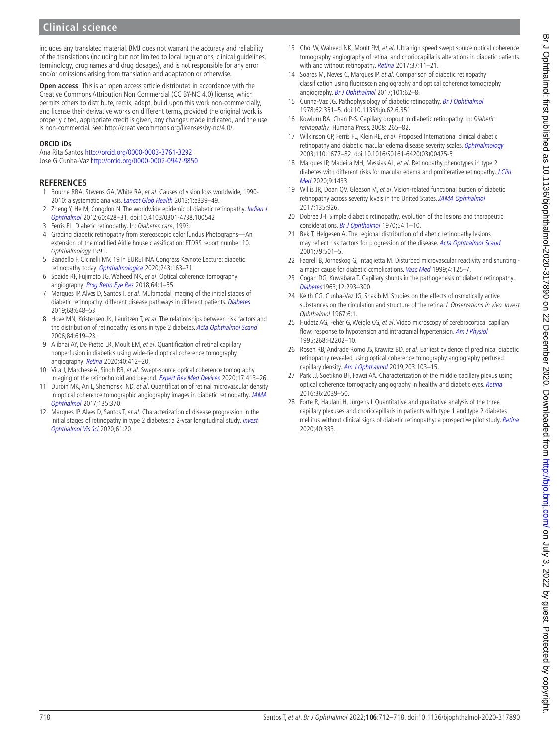includes any translated material, BMJ does not warrant the accuracy and reliability of the translations (including but not limited to local regulations, clinical guidelines, terminology, drug names and drug dosages), and is not responsible for any error and/or omissions arising from translation and adaptation or otherwise.

**Open access** This is an open access article distributed in accordance with the Creative Commons Attribution Non Commercial (CC BY-NC 4.0) license, which permits others to distribute, remix, adapt, build upon this work non-commercially, and license their derivative works on different terms, provided the original work is properly cited, appropriate credit is given, any changes made indicated, and the use is non-commercial. See: http://creativecommons.org/licenses/by-nc/4.0/.

**ORCID iDs**

Ana Rita Santos http://orcid.org/0000-0003-3761-3292
Jose G Cunha-Vaz http://orcid.org/0000-0002-0947-9850

## REFERENCES

1. Bourne RRA, Stevens GA, White RA, *et al*. Causes of vision loss worldwide, 1990-2010: a systematic analysis. *Lancet Glob Health* 2013;1:e339–49.
2. Zheng Y, He M, Congdon N. The worldwide epidemic of diabetic retinopathy. *Indian J Ophthalmol* 2012;60:428–31. doi:10.4103/0301-4738.100542
3. Ferris FL. Diabetic retinopathy. In: *Diabetes care*, 1993.
4. Grading diabetic retinopathy from stereoscopic color fundus Photographs—An extension of the modified Airlie house classification: ETDRS report number 10. *Ophthalmology* 1991.
5. Bandello F, Cicinelli MV. 19Th EURETINA Congress Keynote Lecture: diabetic retinopathy today. *Ophthalmologica* 2020;243:163–71.
6. Spaide RF, Fujimoto JG, Waheed NK, *et al*. Optical coherence tomography angiography. *Prog Retin Eye Res* 2018;64:1–55.
7. Marques IP, Alves D, Santos T, *et al*. Multimodal imaging of the initial stages of diabetic retinopathy: different disease pathways in different patients. *Diabetes* 2019;68:648–53.
8. Hove MN, Kristensen JK, Lauritzen T, *et al*. The relationships between risk factors and the distribution of retinopathy lesions in type 2 diabetes. *Acta Ophthalmol Scand* 2006;84:619–23.
9. Alibhai AY, De Pretto LR, Moult EM, *et al*. Quantification of retinal capillary nonperfusion in diabetics using wide-field optical coherence tomography angiography. *Retina* 2020;40:412–20.
10. Vira J, Marchese A, Singh RB, *et al*. Swept-source optical coherence tomography imaging of the retinochoroid and beyond. *Expert Rev Med Devices* 2020;17:413–26.
11. Durbin MK, An L, Shemonski ND, *et al*. Quantification of retinal microvascular density in optical coherence tomographic angiography images in diabetic retinopathy. *JAMA Ophthalmol* 2017;135:370.
12. Marques IP, Alves D, Santos T, *et al*. Characterization of disease progression in the initial stages of retinopathy in type 2 diabetes: a 2-year longitudinal study. *Invest Ophthalmol Vis Sci* 2020;61:20.
13. Choi W, Waheed NK, Moult EM, *et al*. Ultrahigh speed swept source optical coherence tomography angiography of retinal and choriocapillaris alterations in diabetic patients with and without retinopathy. *Retina* 2017;37:11–21.
14. Soares M, Neves C, Marques IP, *et al*. Comparison of diabetic retinopathy classification using fluorescein angiography and optical coherence tomography angiography. *Br J Ophthalmol* 2017;101:62–8.
15. Cunha-Vaz JG. Pathophysiology of diabetic retinopathy. *Br J Ophthalmol* 1978;62:351–5. doi:10.1136/bjo.62.6.351
16. Kowluru RA, Chan P-S. Capillary dropout in diabetic retinopathy. In: *Diabetic retinopathy*. Humana Press, 2008: 265–82.
17. Wilkinson CP, Ferris FL, Klein RE, *et al*. Proposed International clinical diabetic retinopathy and diabetic macular edema disease severity scales. *Ophthalmology* 2003;110:1677–82. doi:10.1016/S0161-6420(03)00475-5
18. Marques IP, Madeira MH, Messias AL, *et al*. Retinopathy phenotypes in type 2 diabetes with different risks for macular edema and proliferative retinopathy. *J Clin Med* 2020;9:1433.
19. Willis JR, Doan QV, Gleeson M, *et al*. Vision-related functional burden of diabetic retinopathy across severity levels in the United States. *JAMA Ophthalmol* 2017;135:926.
20. Dobree JH. Simple diabetic retinopathy. evolution of the lesions and therapeutic considerations. *Br J Ophthalmol* 1970;54:1–10.
21. Bek T, Helgesen A. The regional distribution of diabetic retinopathy lesions may reflect risk factors for progression of the disease. *Acta Ophthalmol Scand* 2001;79:501–5.
22. Fagrell B, Jörneskog G, Intaglietta M. Disturbed microvascular reactivity and shunting - a major cause for diabetic complications. *Vasc Med* 1999;4:125–7.
23. Cogan DG, Kuwabara T. Capillary shunts in the pathogenesis of diabetic retinopathy. *Diabetes*1963;12:293–300.
24. Keith CG, Cunha-Vaz JG, Shakib M. Studies on the effects of osmotically active substances on the circulation and structure of the retina. *I. Observations in vivo. Invest Ophthalmol* 1967;6:1.
25. Hudetz AG, Fehér G, Weigle CG, *et al*. Video microscopy of cerebrocortical capillary flow: response to hypotension and intracranial hypertension. *Am J Physiol* 1995;268:H2202–10.
26. Rosen RB, Andrade Romo JS, Krawitz BD, *et al*. Earliest evidence of preclinical diabetic retinopathy revealed using optical coherence tomography angiography perfused capillary density. *Am J Ophthalmol* 2019;203:103–15.
27. Park JJ, Soetikno BT, Fawzi AA. Characterization of the middle capillary plexus using optical coherence tomography angiography in healthy and diabetic eyes. *Retina* 2016;36:2039–50.
28. Forte R, Haulani H, Jürgens I. Quantitative and qualitative analysis of the three capillary plexuses and choriocapillaris in patients with type 1 and type 2 diabetes mellitus without clinical signs of diabetic retinopathy: a prospective pilot study. *Retina* 2020;40:333.